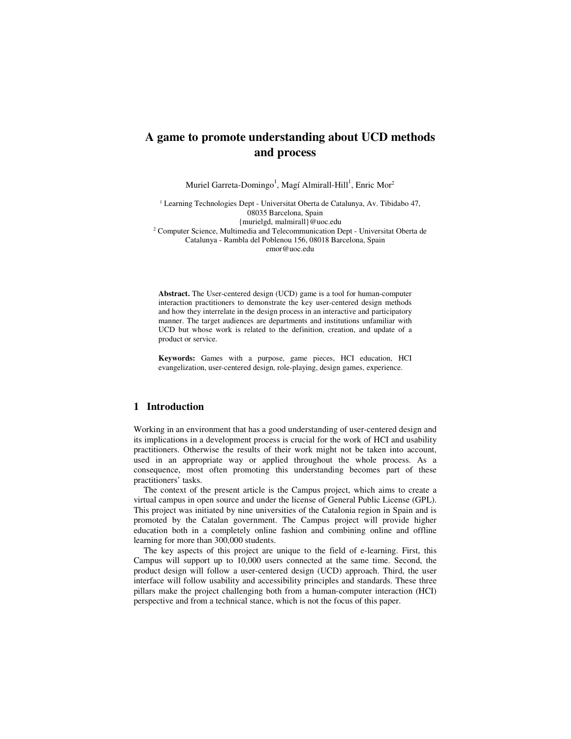# A game to promote understanding about UCD methods and process

Muriel Garreta-Domingo[1], Magí Almirall-Hill[1], Enric Mor[2]

[1] Learning Technologies Dept - Universitat Oberta de Catalunya, Av. Tibidabo 47, 08035 Barcelona, Spain
{murielgd, malmirall}@uoc.edu

[2] Computer Science, Multimedia and Telecommunication Dept - Universitat Oberta de Catalunya - Rambla del Poblenou 156, 08018 Barcelona, Spain
emor@uoc.edu

**Abstract.** The User-centered design (UCD) game is a tool for human-computer interaction practitioners to demonstrate the key user-centered design methods and how they interrelate in the design process in an interactive and participatory manner. The target audiences are departments and institutions unfamiliar with UCD but whose work is related to the definition, creation, and update of a product or service.

**Keywords:** Games with a purpose, game pieces, HCI education, HCI evangelization, user-centered design, role-playing, design games, experience.

## 1 Introduction

Working in an environment that has a good understanding of user-centered design and its implications in a development process is crucial for the work of HCI and usability practitioners. Otherwise the results of their work might not be taken into account, used in an appropriate way or applied throughout the whole process. As a consequence, most often promoting this understanding becomes part of these practitioners' tasks.

The context of the present article is the Campus project, which aims to create a virtual campus in open source and under the license of General Public License (GPL). This project was initiated by nine universities of the Catalonia region in Spain and is promoted by the Catalan government. The Campus project will provide higher education both in a completely online fashion and combining online and offline learning for more than 300,000 students.

The key aspects of this project are unique to the field of e-learning. First, this Campus will support up to 10,000 users connected at the same time. Second, the product design will follow a user-centered design (UCD) approach. Third, the user interface will follow usability and accessibility principles and standards. These three pillars make the project challenging both from a human-computer interaction (HCI) perspective and from a technical stance, which is not the focus of this paper.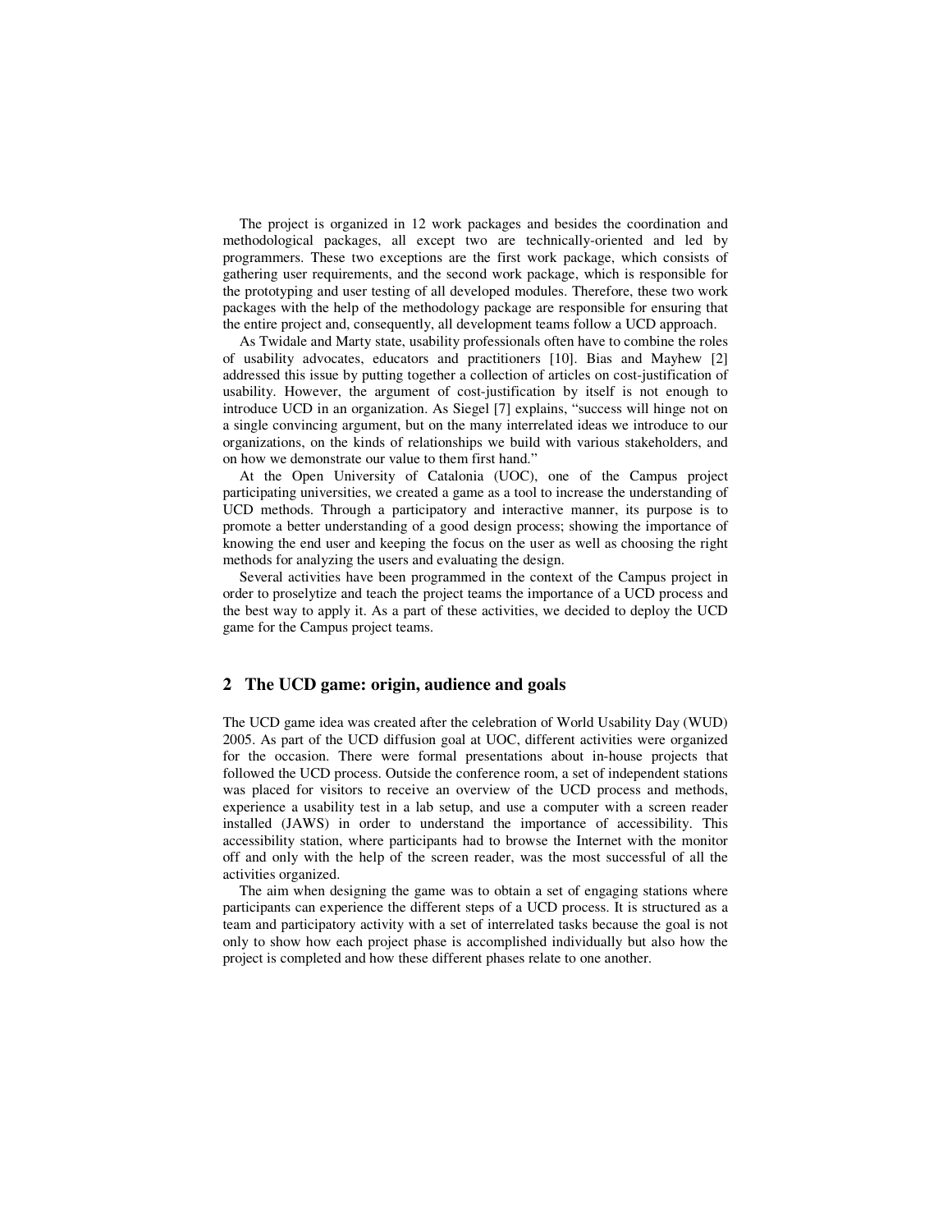The project is organized in 12 work packages and besides the coordination and methodological packages, all except two are technically-oriented and led by programmers. These two exceptions are the first work package, which consists of gathering user requirements, and the second work package, which is responsible for the prototyping and user testing of all developed modules. Therefore, these two work packages with the help of the methodology package are responsible for ensuring that the entire project and, consequently, all development teams follow a UCD approach.

As Twidale and Marty state, usability professionals often have to combine the roles of usability advocates, educators and practitioners [10]. Bias and Mayhew [2] addressed this issue by putting together a collection of articles on cost-justification of usability. However, the argument of cost-justification by itself is not enough to introduce UCD in an organization. As Siegel [7] explains, "success will hinge not on a single convincing argument, but on the many interrelated ideas we introduce to our organizations, on the kinds of relationships we build with various stakeholders, and on how we demonstrate our value to them first hand."

At the Open University of Catalonia (UOC), one of the Campus project participating universities, we created a game as a tool to increase the understanding of UCD methods. Through a participatory and interactive manner, its purpose is to promote a better understanding of a good design process; showing the importance of knowing the end user and keeping the focus on the user as well as choosing the right methods for analyzing the users and evaluating the design.

Several activities have been programmed in the context of the Campus project in order to proselytize and teach the project teams the importance of a UCD process and the best way to apply it. As a part of these activities, we decided to deploy the UCD game for the Campus project teams.

## 2 The UCD game: origin, audience and goals

The UCD game idea was created after the celebration of World Usability Day (WUD) 2005. As part of the UCD diffusion goal at UOC, different activities were organized for the occasion. There were formal presentations about in-house projects that followed the UCD process. Outside the conference room, a set of independent stations was placed for visitors to receive an overview of the UCD process and methods, experience a usability test in a lab setup, and use a computer with a screen reader installed (JAWS) in order to understand the importance of accessibility. This accessibility station, where participants had to browse the Internet with the monitor off and only with the help of the screen reader, was the most successful of all the activities organized.

The aim when designing the game was to obtain a set of engaging stations where participants can experience the different steps of a UCD process. It is structured as a team and participatory activity with a set of interrelated tasks because the goal is not only to show how each project phase is accomplished individually but also how the project is completed and how these different phases relate to one another.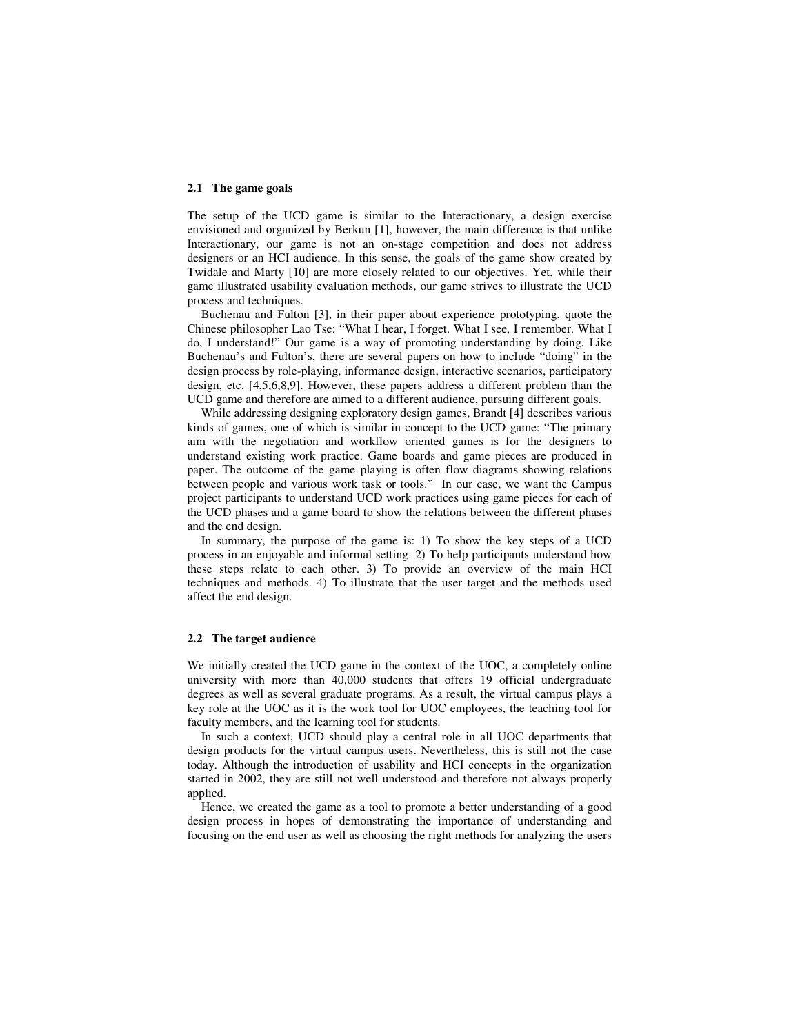### 2.1 The game goals

The setup of the UCD game is similar to the Interactionary, a design exercise envisioned and organized by Berkun [1], however, the main difference is that unlike Interactionary, our game is not an on-stage competition and does not address designers or an HCI audience. In this sense, the goals of the game show created by Twidale and Marty [10] are more closely related to our objectives. Yet, while their game illustrated usability evaluation methods, our game strives to illustrate the UCD process and techniques.

Buchenau and Fulton [3], in their paper about experience prototyping, quote the Chinese philosopher Lao Tse: "What I hear, I forget. What I see, I remember. What I do, I understand!" Our game is a way of promoting understanding by doing. Like Buchenau's and Fulton's, there are several papers on how to include "doing" in the design process by role-playing, informance design, interactive scenarios, participatory design, etc. [4,5,6,8,9]. However, these papers address a different problem than the UCD game and therefore are aimed to a different audience, pursuing different goals.

While addressing designing exploratory design games, Brandt [4] describes various kinds of games, one of which is similar in concept to the UCD game: "The primary aim with the negotiation and workflow oriented games is for the designers to understand existing work practice. Game boards and game pieces are produced in paper. The outcome of the game playing is often flow diagrams showing relations between people and various work task or tools." In our case, we want the Campus project participants to understand UCD work practices using game pieces for each of the UCD phases and a game board to show the relations between the different phases and the end design.

In summary, the purpose of the game is: 1) To show the key steps of a UCD process in an enjoyable and informal setting. 2) To help participants understand how these steps relate to each other. 3) To provide an overview of the main HCI techniques and methods. 4) To illustrate that the user target and the methods used affect the end design.

### 2.2 The target audience

We initially created the UCD game in the context of the UOC, a completely online university with more than 40,000 students that offers 19 official undergraduate degrees as well as several graduate programs. As a result, the virtual campus plays a key role at the UOC as it is the work tool for UOC employees, the teaching tool for faculty members, and the learning tool for students.

In such a context, UCD should play a central role in all UOC departments that design products for the virtual campus users. Nevertheless, this is still not the case today. Although the introduction of usability and HCI concepts in the organization started in 2002, they are still not well understood and therefore not always properly applied.

Hence, we created the game as a tool to promote a better understanding of a good design process in hopes of demonstrating the importance of understanding and focusing on the end user as well as choosing the right methods for analyzing the users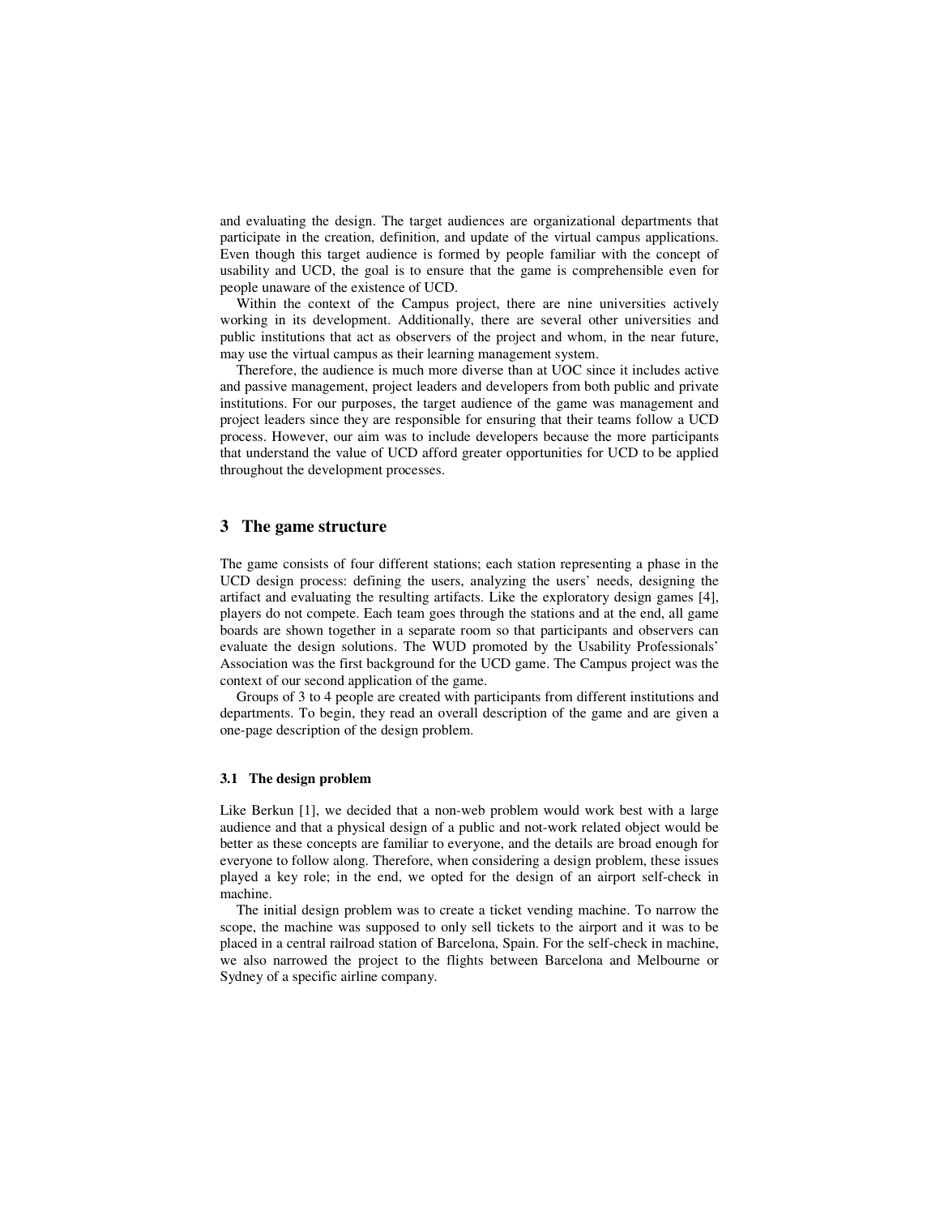and evaluating the design. The target audiences are organizational departments that participate in the creation, definition, and update of the virtual campus applications. Even though this target audience is formed by people familiar with the concept of usability and UCD, the goal is to ensure that the game is comprehensible even for people unaware of the existence of UCD.

Within the context of the Campus project, there are nine universities actively working in its development. Additionally, there are several other universities and public institutions that act as observers of the project and whom, in the near future, may use the virtual campus as their learning management system.

Therefore, the audience is much more diverse than at UOC since it includes active and passive management, project leaders and developers from both public and private institutions. For our purposes, the target audience of the game was management and project leaders since they are responsible for ensuring that their teams follow a UCD process. However, our aim was to include developers because the more participants that understand the value of UCD afford greater opportunities for UCD to be applied throughout the development processes.

## 3 The game structure

The game consists of four different stations; each station representing a phase in the UCD design process: defining the users, analyzing the users' needs, designing the artifact and evaluating the resulting artifacts. Like the exploratory design games [4], players do not compete. Each team goes through the stations and at the end, all game boards are shown together in a separate room so that participants and observers can evaluate the design solutions. The WUD promoted by the Usability Professionals' Association was the first background for the UCD game. The Campus project was the context of our second application of the game.

Groups of 3 to 4 people are created with participants from different institutions and departments. To begin, they read an overall description of the game and are given a one-page description of the design problem.

### 3.1 The design problem

Like Berkun [1], we decided that a non-web problem would work best with a large audience and that a physical design of a public and not-work related object would be better as these concepts are familiar to everyone, and the details are broad enough for everyone to follow along. Therefore, when considering a design problem, these issues played a key role; in the end, we opted for the design of an airport self-check in machine.

The initial design problem was to create a ticket vending machine. To narrow the scope, the machine was supposed to only sell tickets to the airport and it was to be placed in a central railroad station of Barcelona, Spain. For the self-check in machine, we also narrowed the project to the flights between Barcelona and Melbourne or Sydney of a specific airline company.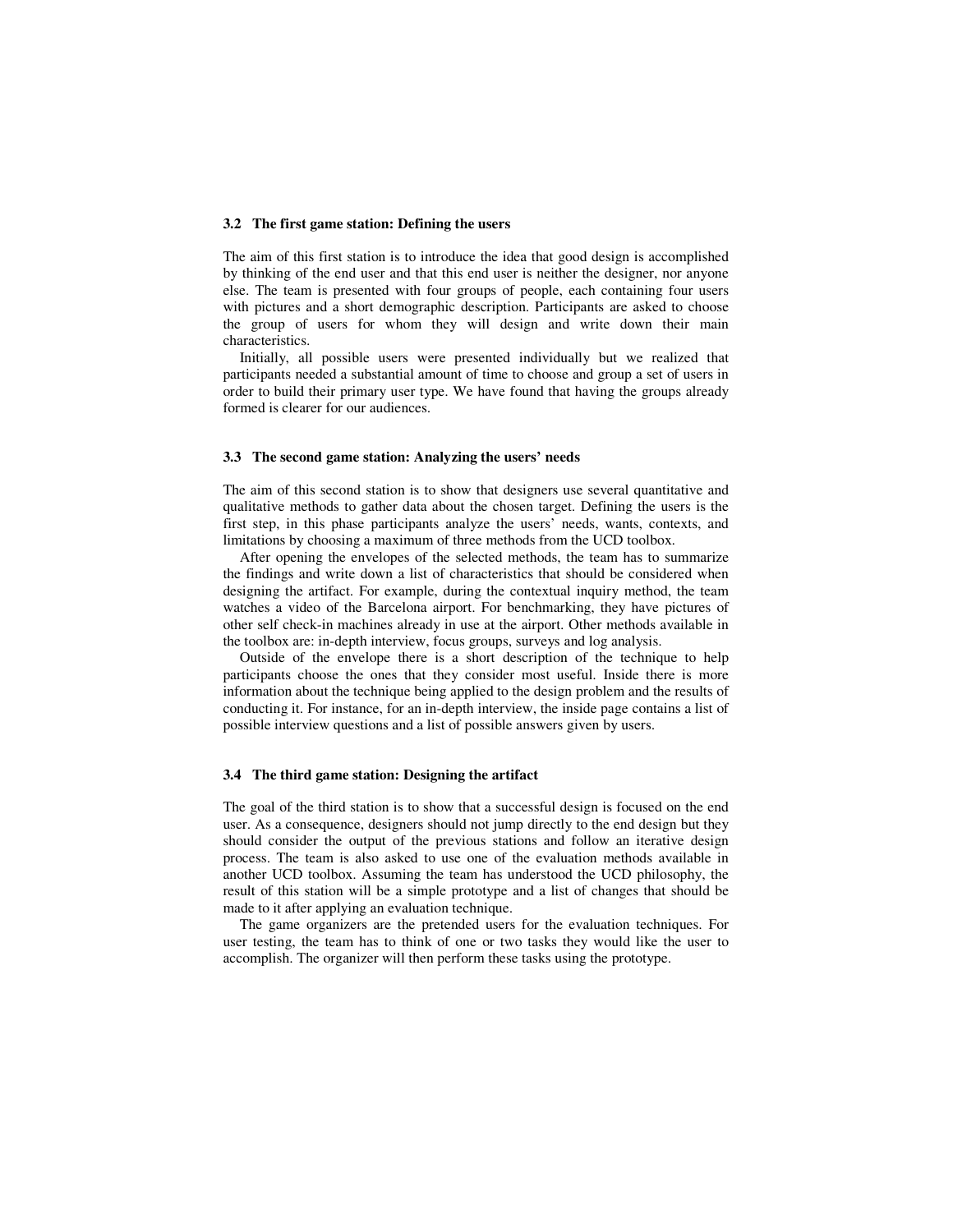### 3.2 The first game station: Defining the users

The aim of this first station is to introduce the idea that good design is accomplished by thinking of the end user and that this end user is neither the designer, nor anyone else. The team is presented with four groups of people, each containing four users with pictures and a short demographic description. Participants are asked to choose the group of users for whom they will design and write down their main characteristics.

Initially, all possible users were presented individually but we realized that participants needed a substantial amount of time to choose and group a set of users in order to build their primary user type. We have found that having the groups already formed is clearer for our audiences.

### 3.3 The second game station: Analyzing the users' needs

The aim of this second station is to show that designers use several quantitative and qualitative methods to gather data about the chosen target. Defining the users is the first step, in this phase participants analyze the users' needs, wants, contexts, and limitations by choosing a maximum of three methods from the UCD toolbox.

After opening the envelopes of the selected methods, the team has to summarize the findings and write down a list of characteristics that should be considered when designing the artifact. For example, during the contextual inquiry method, the team watches a video of the Barcelona airport. For benchmarking, they have pictures of other self check-in machines already in use at the airport. Other methods available in the toolbox are: in-depth interview, focus groups, surveys and log analysis.

Outside of the envelope there is a short description of the technique to help participants choose the ones that they consider most useful. Inside there is more information about the technique being applied to the design problem and the results of conducting it. For instance, for an in-depth interview, the inside page contains a list of possible interview questions and a list of possible answers given by users.

### 3.4 The third game station: Designing the artifact

The goal of the third station is to show that a successful design is focused on the end user. As a consequence, designers should not jump directly to the end design but they should consider the output of the previous stations and follow an iterative design process. The team is also asked to use one of the evaluation methods available in another UCD toolbox. Assuming the team has understood the UCD philosophy, the result of this station will be a simple prototype and a list of changes that should be made to it after applying an evaluation technique.

The game organizers are the pretended users for the evaluation techniques. For user testing, the team has to think of one or two tasks they would like the user to accomplish. The organizer will then perform these tasks using the prototype.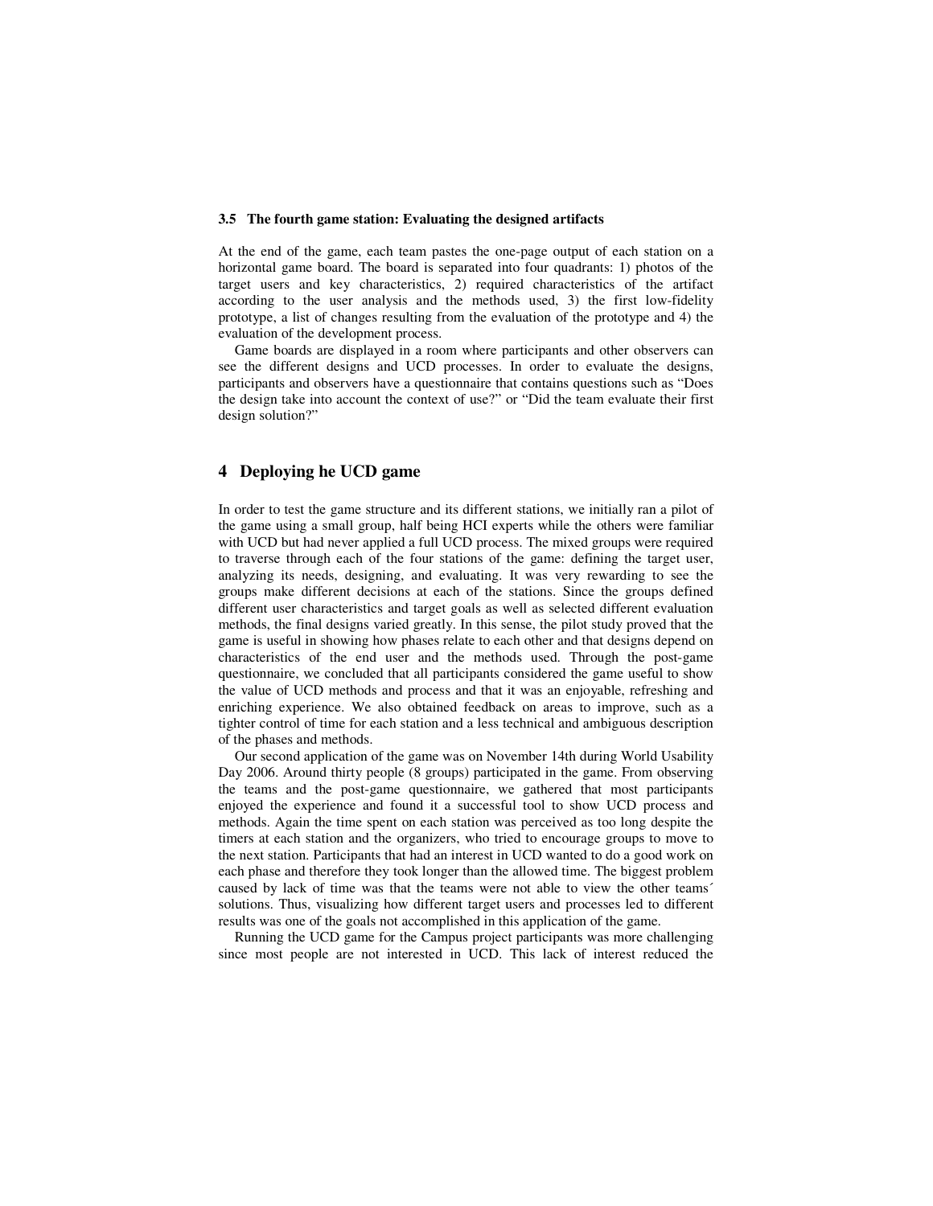### 3.5 The fourth game station: Evaluating the designed artifacts

At the end of the game, each team pastes the one-page output of each station on a horizontal game board. The board is separated into four quadrants: 1) photos of the target users and key characteristics, 2) required characteristics of the artifact according to the user analysis and the methods used, 3) the first low-fidelity prototype, a list of changes resulting from the evaluation of the prototype and 4) the evaluation of the development process.

Game boards are displayed in a room where participants and other observers can see the different designs and UCD processes. In order to evaluate the designs, participants and observers have a questionnaire that contains questions such as "Does the design take into account the context of use?" or "Did the team evaluate their first design solution?"

## 4 Deploying he UCD game

In order to test the game structure and its different stations, we initially ran a pilot of the game using a small group, half being HCI experts while the others were familiar with UCD but had never applied a full UCD process. The mixed groups were required to traverse through each of the four stations of the game: defining the target user, analyzing its needs, designing, and evaluating. It was very rewarding to see the groups make different decisions at each of the stations. Since the groups defined different user characteristics and target goals as well as selected different evaluation methods, the final designs varied greatly. In this sense, the pilot study proved that the game is useful in showing how phases relate to each other and that designs depend on characteristics of the end user and the methods used. Through the post-game questionnaire, we concluded that all participants considered the game useful to show the value of UCD methods and process and that it was an enjoyable, refreshing and enriching experience. We also obtained feedback on areas to improve, such as a tighter control of time for each station and a less technical and ambiguous description of the phases and methods.

Our second application of the game was on November 14th during World Usability Day 2006. Around thirty people (8 groups) participated in the game. From observing the teams and the post-game questionnaire, we gathered that most participants enjoyed the experience and found it a successful tool to show UCD process and methods. Again the time spent on each station was perceived as too long despite the timers at each station and the organizers, who tried to encourage groups to move to the next station. Participants that had an interest in UCD wanted to do a good work on each phase and therefore they took longer than the allowed time. The biggest problem caused by lack of time was that the teams were not able to view the other teams´ solutions. Thus, visualizing how different target users and processes led to different results was one of the goals not accomplished in this application of the game.

Running the UCD game for the Campus project participants was more challenging since most people are not interested in UCD. This lack of interest reduced the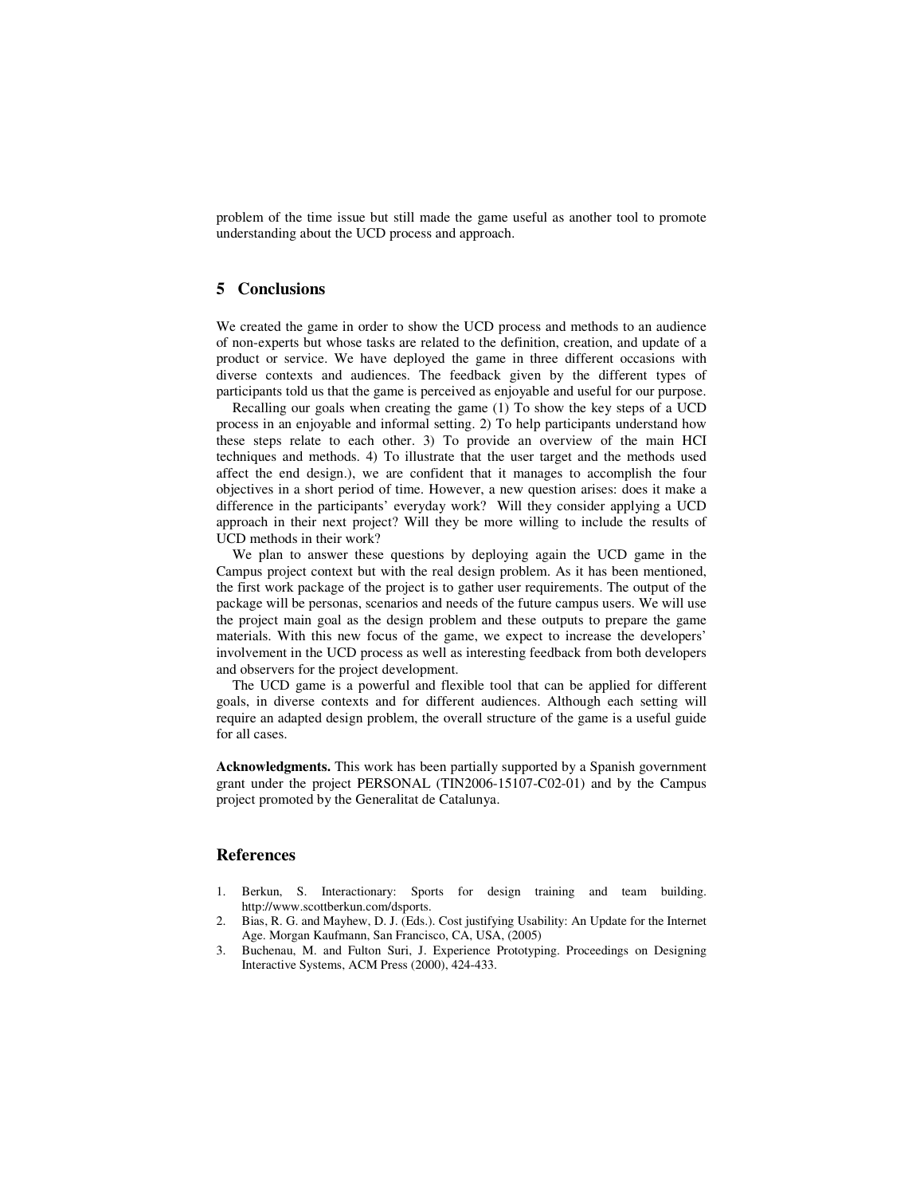problem of the time issue but still made the game useful as another tool to promote understanding about the UCD process and approach.

## 5 Conclusions

We created the game in order to show the UCD process and methods to an audience of non-experts but whose tasks are related to the definition, creation, and update of a product or service. We have deployed the game in three different occasions with diverse contexts and audiences. The feedback given by the different types of participants told us that the game is perceived as enjoyable and useful for our purpose.

Recalling our goals when creating the game (1) To show the key steps of a UCD process in an enjoyable and informal setting. 2) To help participants understand how these steps relate to each other. 3) To provide an overview of the main HCI techniques and methods. 4) To illustrate that the user target and the methods used affect the end design.), we are confident that it manages to accomplish the four objectives in a short period of time. However, a new question arises: does it make a difference in the participants' everyday work? Will they consider applying a UCD approach in their next project? Will they be more willing to include the results of UCD methods in their work?

We plan to answer these questions by deploying again the UCD game in the Campus project context but with the real design problem. As it has been mentioned, the first work package of the project is to gather user requirements. The output of the package will be personas, scenarios and needs of the future campus users. We will use the project main goal as the design problem and these outputs to prepare the game materials. With this new focus of the game, we expect to increase the developers' involvement in the UCD process as well as interesting feedback from both developers and observers for the project development.

The UCD game is a powerful and flexible tool that can be applied for different goals, in diverse contexts and for different audiences. Although each setting will require an adapted design problem, the overall structure of the game is a useful guide for all cases.

**Acknowledgments.** This work has been partially supported by a Spanish government grant under the project PERSONAL (TIN2006-15107-C02-01) and by the Campus project promoted by the Generalitat de Catalunya.

## References

1. Berkun, S. Interactionary: Sports for design training and team building. http://www.scottberkun.com/dsports.
2. Bias, R. G. and Mayhew, D. J. (Eds.). Cost justifying Usability: An Update for the Internet Age. Morgan Kaufmann, San Francisco, CA, USA, (2005)
3. Buchenau, M. and Fulton Suri, J. Experience Prototyping. Proceedings on Designing Interactive Systems, ACM Press (2000), 424-433.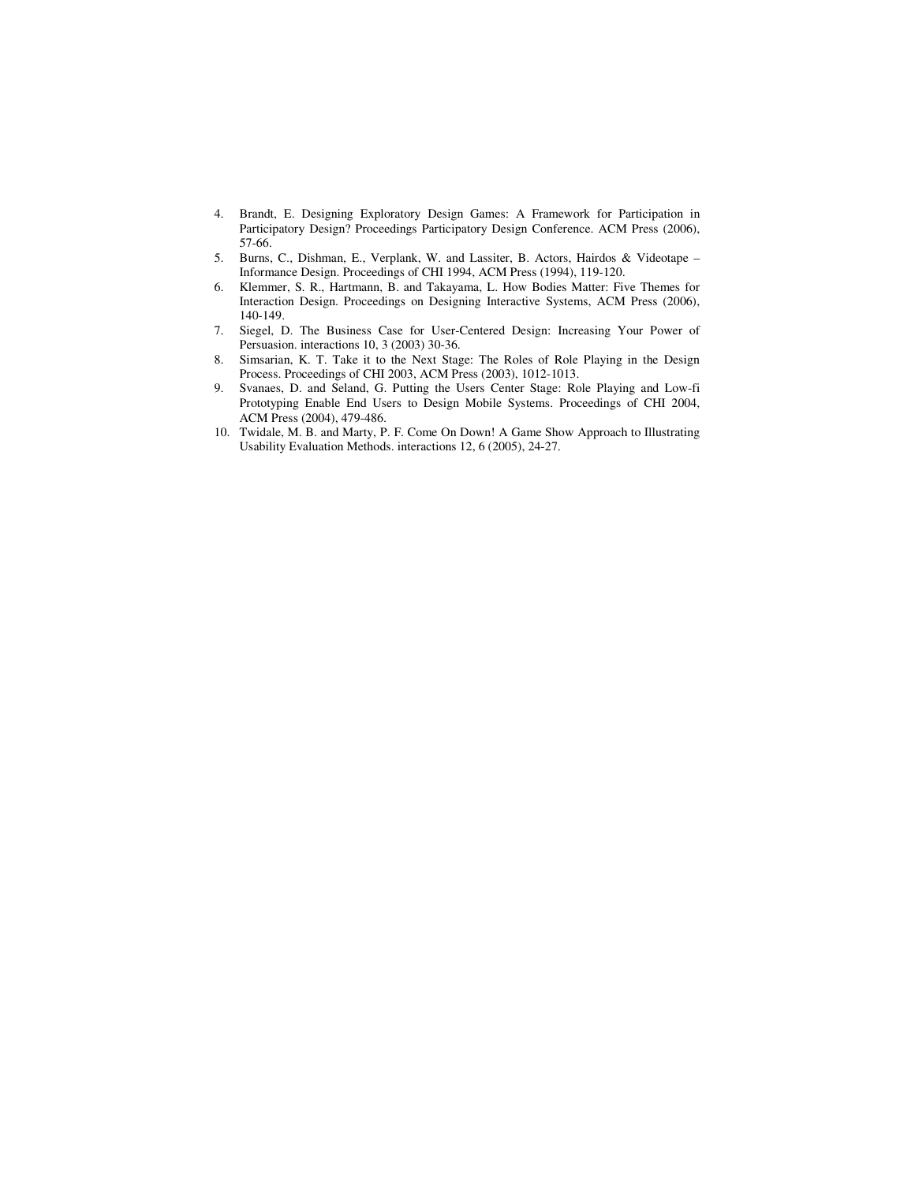4. Brandt, E. Designing Exploratory Design Games: A Framework for Participation in Participatory Design? Proceedings Participatory Design Conference. ACM Press (2006), 57-66.
5. Burns, C., Dishman, E., Verplank, W. and Lassiter, B. Actors, Hairdos & Videotape – Informance Design. Proceedings of CHI 1994, ACM Press (1994), 119-120.
6. Klemmer, S. R., Hartmann, B. and Takayama, L. How Bodies Matter: Five Themes for Interaction Design. Proceedings on Designing Interactive Systems, ACM Press (2006), 140-149.
7. Siegel, D. The Business Case for User-Centered Design: Increasing Your Power of Persuasion. interactions 10, 3 (2003) 30-36.
8. Simsarian, K. T. Take it to the Next Stage: The Roles of Role Playing in the Design Process. Proceedings of CHI 2003, ACM Press (2003), 1012-1013.
9. Svanaes, D. and Seland, G. Putting the Users Center Stage: Role Playing and Low-fi Prototyping Enable End Users to Design Mobile Systems. Proceedings of CHI 2004, ACM Press (2004), 479-486.
10. Twidale, M. B. and Marty, P. F. Come On Down! A Game Show Approach to Illustrating Usability Evaluation Methods. interactions 12, 6 (2005), 24-27.